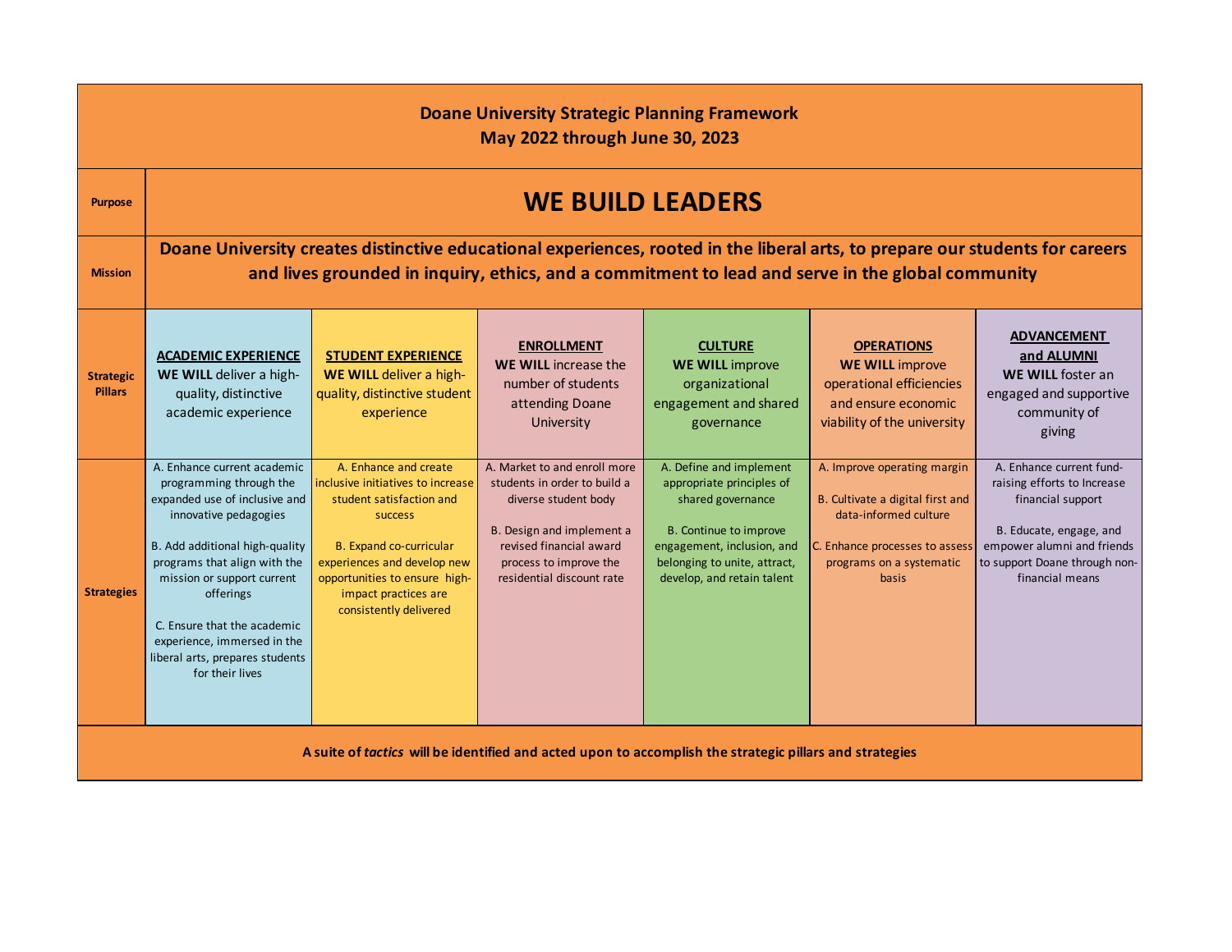# Doane University Strategic Planning Framework
## May 2022 through June 30, 2023

| | | | | | | |
|---|---|---|---|---|---|---|
| **Purpose** | **WE BUILD LEADERS** | | | | | |
| **Mission** | **Doane University creates distinctive educational experiences, rooted in the liberal arts, to prepare our students for careers and lives grounded in inquiry, ethics, and a commitment to lead and serve in the global community** | | | | | |
| **Strategic Pillars** | **ACADEMIC EXPERIENCE** **WE WILL** deliver a high-quality, distinctive academic experience | **STUDENT EXPERIENCE** **WE WILL** deliver a high-quality, distinctive student experience | **ENROLLMENT** **WE WILL** increase the number of students attending Doane University | **CULTURE** **WE WILL** improve organizational engagement and shared governance | **OPERATIONS** **WE WILL** improve operational efficiencies and ensure economic viability of the university | **ADVANCEMENT and ALUMNI** **WE WILL** foster an engaged and supportive community of giving |
| **Strategies** | A. Enhance current academic programming through the expanded use of inclusive and innovative pedagogies<br><br>B. Add additional high-quality programs that align with the mission or support current offerings<br><br>C. Ensure that the academic experience, immersed in the liberal arts, prepares students for their lives | A. Enhance and create inclusive initiatives to increase student satisfaction and success<br><br>B. Expand co-curricular experiences and develop new opportunities to ensure high-impact practices are consistently delivered | A. Market to and enroll more students in order to build a diverse student body<br><br>B. Design and implement a revised financial award process to improve the residential discount rate | A. Define and implement appropriate principles of shared governance<br><br>B. Continue to improve engagement, inclusion, and belonging to unite, attract, develop, and retain talent | A. Improve operating margin<br><br>B. Cultivate a digital first and data-informed culture<br><br>C. Enhance processes to assess programs on a systematic basis | A. Enhance current fund-raising efforts to Increase financial support<br><br>B. Educate, engage, and empower alumni and friends to support Doane through non-financial means |

**A suite of *tactics* will be identified and acted upon to accomplish the strategic pillars and strategies**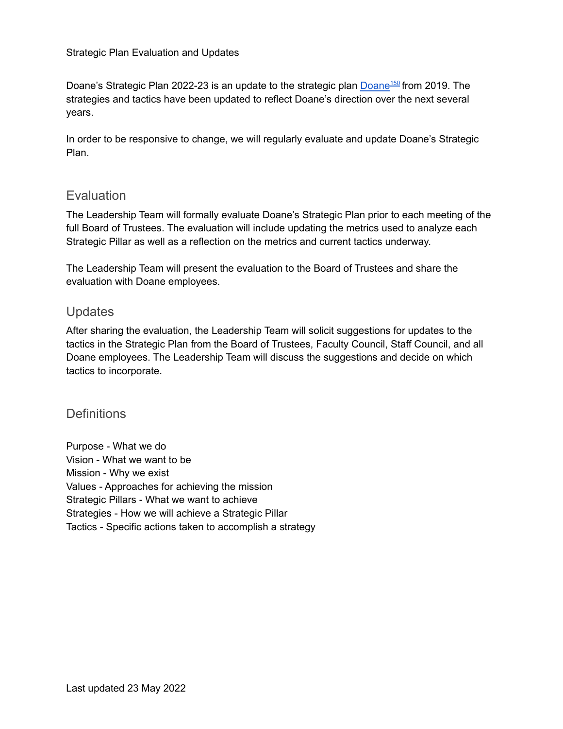Strategic Plan Evaluation and Updates

Doane's Strategic Plan 2022-23 is an update to the strategic plan Doane[150] from 2019. The strategies and tactics have been updated to reflect Doane's direction over the next several years.

In order to be responsive to change, we will regularly evaluate and update Doane's Strategic Plan.

## Evaluation

The Leadership Team will formally evaluate Doane's Strategic Plan prior to each meeting of the full Board of Trustees. The evaluation will include updating the metrics used to analyze each Strategic Pillar as well as a reflection on the metrics and current tactics underway.

The Leadership Team will present the evaluation to the Board of Trustees and share the evaluation with Doane employees.

## Updates

After sharing the evaluation, the Leadership Team will solicit suggestions for updates to the tactics in the Strategic Plan from the Board of Trustees, Faculty Council, Staff Council, and all Doane employees. The Leadership Team will discuss the suggestions and decide on which tactics to incorporate.

## Definitions

Purpose - What we do
Vision - What we want to be
Mission - Why we exist
Values - Approaches for achieving the mission
Strategic Pillars - What we want to achieve
Strategies - How we will achieve a Strategic Pillar
Tactics - Specific actions taken to accomplish a strategy

Last updated 23 May 2022